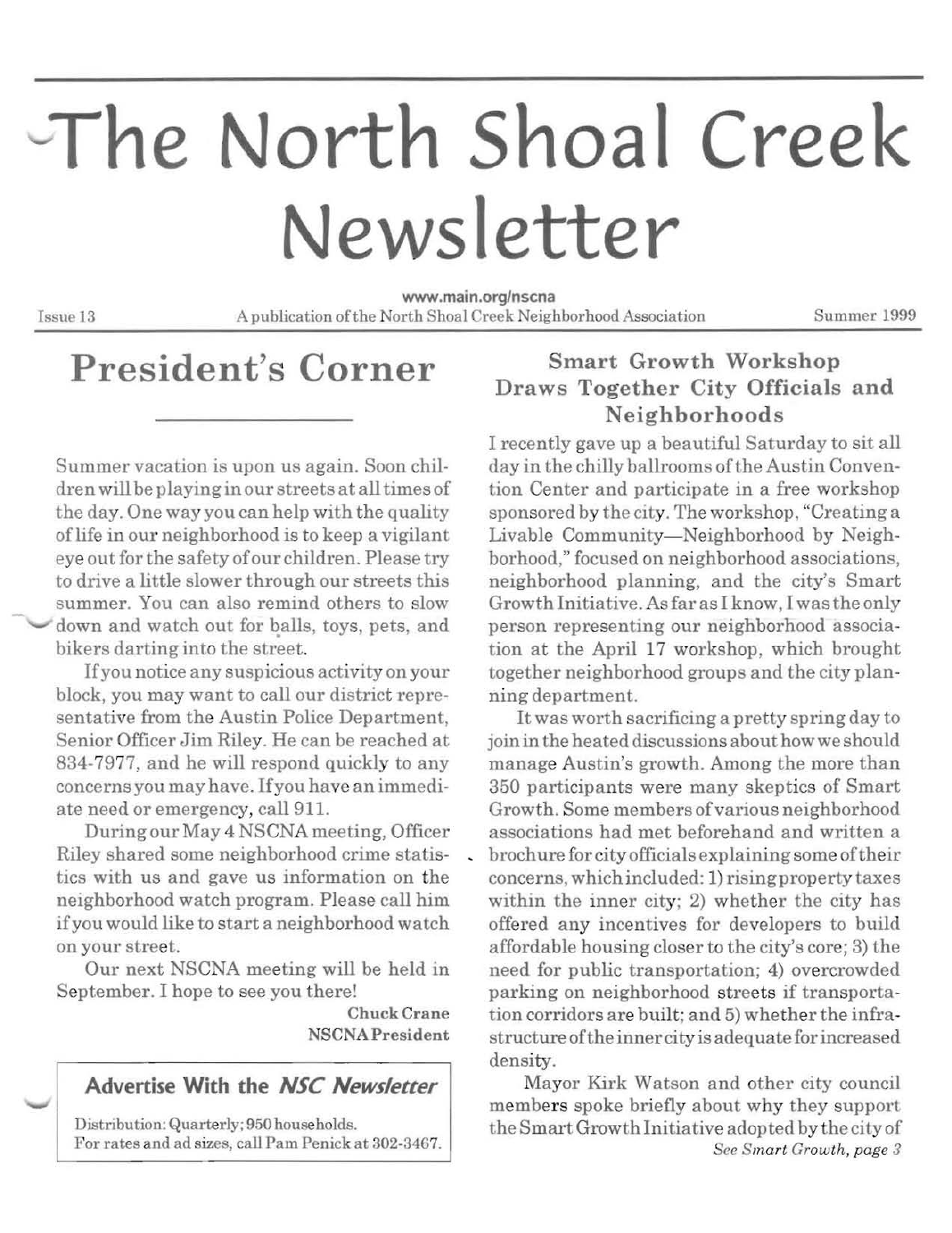# The North Shoal Creek Newsletter

www.main.org/nscna

Issue 13 — A publication of the North Shoal Creek Neighborhood Association — Summer 1999

## President's Corner

Summer vacation is upon us again. Soon children will be playing in our streets at all times of the day. One way you can help with the quality of life in our neighborhood is to keep a vigilant eye out for the safety of our children. Please try to drive a little slower through our streets this summer. You can also remind others to slow down and watch out for balls, toys, pets, and bikers darting into the street.

If you notice any suspicious activity on your block, you may want to call our district representative from the Austin Police Department, Senior Officer Jim Riley. He can be reached at 834-7977, and he will respond quickly to any concerns you may have. If you have an immediate need or emergency, call 911.

During our May 4 NSCNA meeting, Officer Riley shared some neighborhood crime statistics with us and gave us information on the neighborhood watch program. Please call him if you would like to start a neighborhood watch on your street.

Our next NSCNA meeting will be held in September. I hope to see you there!

**Chuck Crane**
**NSCNA President**

### Advertise With the *NSC Newsletter*

Distribution: Quarterly; 950 households.
For rates and ad sizes, call Pam Penick at 302-3467.

## Smart Growth Workshop Draws Together City Officials and Neighborhoods

I recently gave up a beautiful Saturday to sit all day in the chilly ballrooms of the Austin Convention Center and participate in a free workshop sponsored by the city. The workshop, "Creating a Livable Community—Neighborhood by Neighborhood," focused on neighborhood associations, neighborhood planning, and the city's Smart Growth Initiative. As far as I know, I was the only person representing our neighborhood association at the April 17 workshop, which brought together neighborhood groups and the city planning department.

It was worth sacrificing a pretty spring day to join in the heated discussions about how we should manage Austin's growth. Among the more than 350 participants were many skeptics of Smart Growth. Some members of various neighborhood associations had met beforehand and written a brochure for city officials explaining some of their concerns, which included: 1) rising property taxes within the inner city; 2) whether the city has offered any incentives for developers to build affordable housing closer to the city's core; 3) the need for public transportation; 4) overcrowded parking on neighborhood streets if transportation corridors are built; and 5) whether the infrastructure of the inner city is adequate for increased density.

Mayor Kirk Watson and other city council members spoke briefly about why they support the Smart Growth Initiative adopted by the city of

*See Smart Growth, page 3*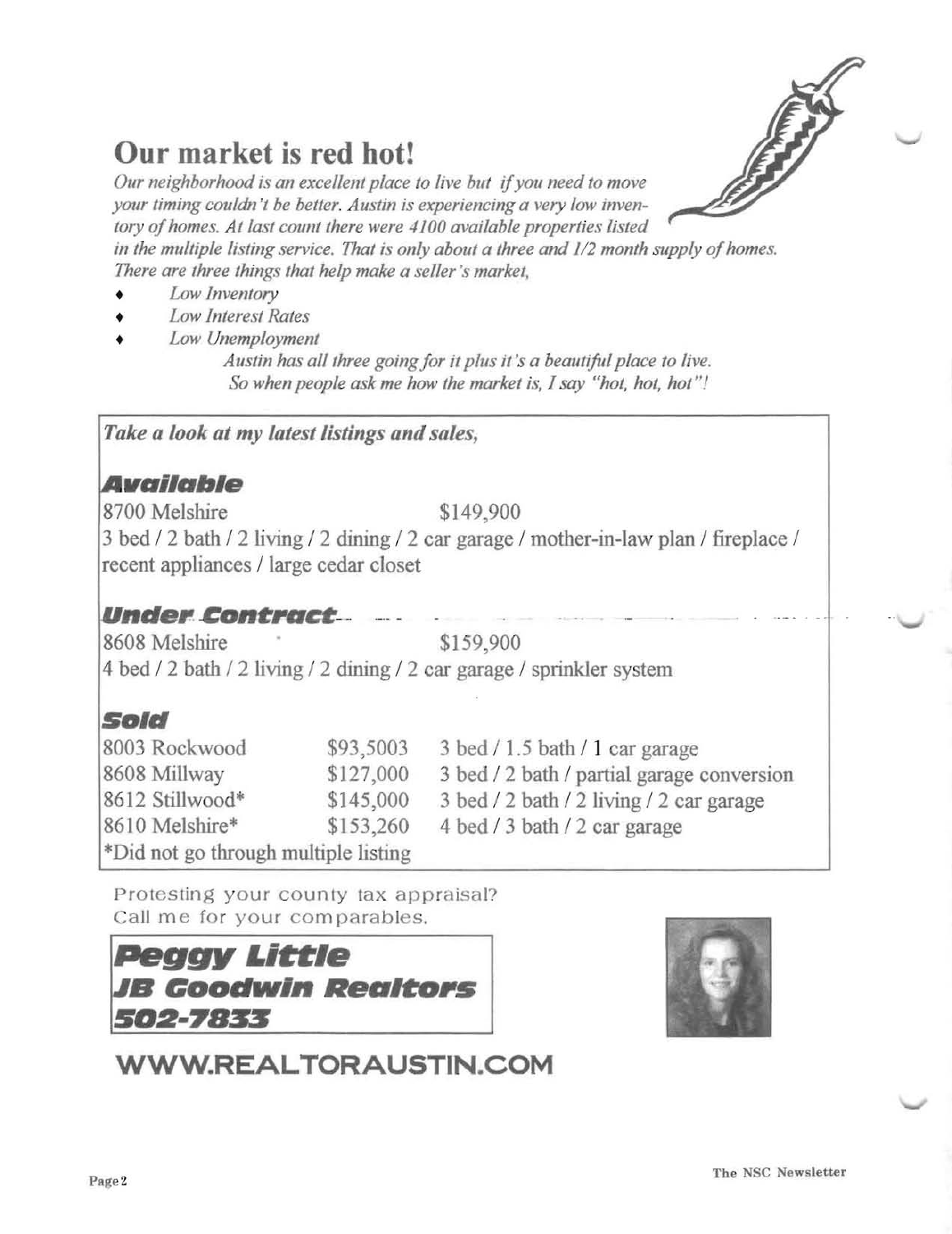# Our market is red hot!

*Our neighborhood is an excellent place to live but if you need to move your timing couldn't be better. Austin is experiencing a very low inventory of homes. At last count there were 4100 available properties listed in the multiple listing service. That is only about a three and 1/2 month supply of homes. There are three things that help make a seller's market,*

- *Low Inventory*
- *Low Interest Rates*
- *Low Unemployment*

*Austin has all three going for it plus it's a beautiful place to live. So when people ask me how the market is, I say "hot, hot, hot"!*

***Take a look at my latest listings and sales,***

### *Available*

8700 Melshire $149,900

3 bed / 2 bath / 2 living / 2 dining / 2 car garage / mother-in-law plan / fireplace / recent appliances / large cedar closet

### *Under Contract*

8608 Melshire $159,900

4 bed / 2 bath / 2 living / 2 dining / 2 car garage / sprinkler system

### *Sold*

| | | |
|---|---|---|
| 8003 Rockwood | $93,5003 | 3 bed / 1.5 bath / 1 car garage |
| 8608 Millway | $127,000 | 3 bed / 2 bath / partial garage conversion |
| 8612 Stillwood* | $145,000 | 3 bed / 2 bath / 2 living / 2 car garage |
| 8610 Melshire* | $153,260 | 4 bed / 3 bath / 2 car garage |

*Did not go through multiple listing

Protesting your county tax appraisal?
Call me for your comparables.

**Peggy Little**
**JB Goodwin Realtors**
**502-7833**

**WWW.REALTORAUSTIN.COM**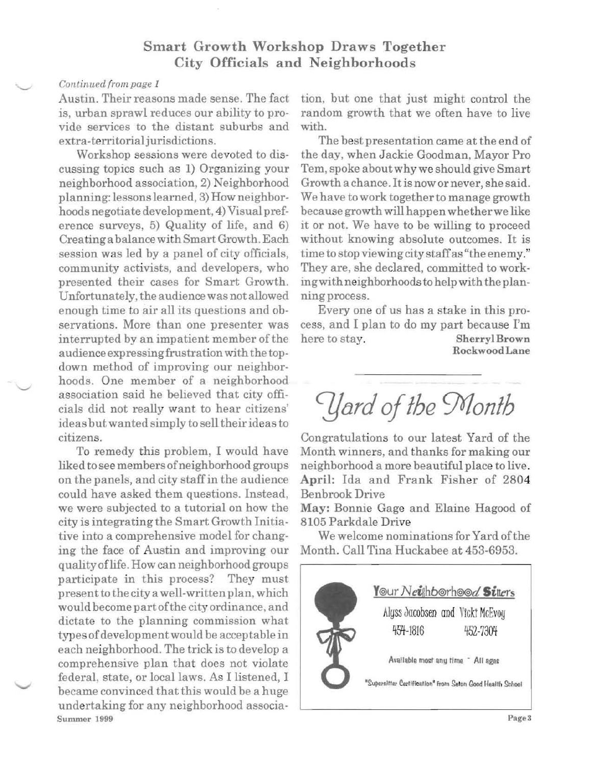## Smart Growth Workshop Draws Together City Officials and Neighborhoods

*Continued from page 1*

Austin. Their reasons made sense. The fact is, urban sprawl reduces our ability to provide services to the distant suburbs and extra-territorial jurisdictions.

Workshop sessions were devoted to discussing topics such as 1) Organizing your neighborhood association, 2) Neighborhood planning: lessons learned, 3) How neighborhoods negotiate development, 4) Visual preference surveys, 5) Quality of life, and 6) Creating a balance with Smart Growth. Each session was led by a panel of city officials, community activists, and developers, who presented their cases for Smart Growth. Unfortunately, the audience was not allowed enough time to air all its questions and observations. More than one presenter was interrupted by an impatient member of the audience expressing frustration with the top-down method of improving our neighborhoods. One member of a neighborhood association said he believed that city officials did not really want to hear citizens' ideas but wanted simply to sell their ideas to citizens.

To remedy this problem, I would have liked to see members of neighborhood groups on the panels, and city staff in the audience could have asked them questions. Instead, we were subjected to a tutorial on how the city is integrating the Smart Growth Initiative into a comprehensive model for changing the face of Austin and improving our quality of life. How can neighborhood groups participate in this process? They must present to the city a well-written plan, which would become part of the city ordinance, and dictate to the planning commission what types of development would be acceptable in each neighborhood. The trick is to develop a comprehensive plan that does not violate federal, state, or local laws. As I listened, I became convinced that this would be a huge undertaking for any neighborhood association, but one that just might control the random growth that we often have to live with.

The best presentation came at the end of the day, when Jackie Goodman, Mayor Pro Tem, spoke about why we should give Smart Growth a chance. It is now or never, she said. We have to work together to manage growth because growth will happen whether we like it or not. We have to be willing to proceed without knowing absolute outcomes. It is time to stop viewing city staff as "the enemy." They are, she declared, committed to working with neighborhoods to help with the planning process.

Every one of us has a stake in this process, and I plan to do my part because I'm here to stay.

**Sherryl Brown**
**Rockwood Lane**

---

## *Yard of the Month*

Congratulations to our latest Yard of the Month winners, and thanks for making our neighborhood a more beautiful place to live.

**April:** Ida and Frank Fisher of 2804 Benbrook Drive

**May:** Bonnie Gage and Elaine Hagood of 8105 Parkdale Drive

We welcome nominations for Yard of the Month. Call Tina Huckabee at 453-6953.

---

**Your Neighborhood Sitters**

Alyss Jacobsen and Vicki McEvoy
454-1816 452-7304

Available most any time ~ All ages

"Supersitter Certification" from Seton Good Health School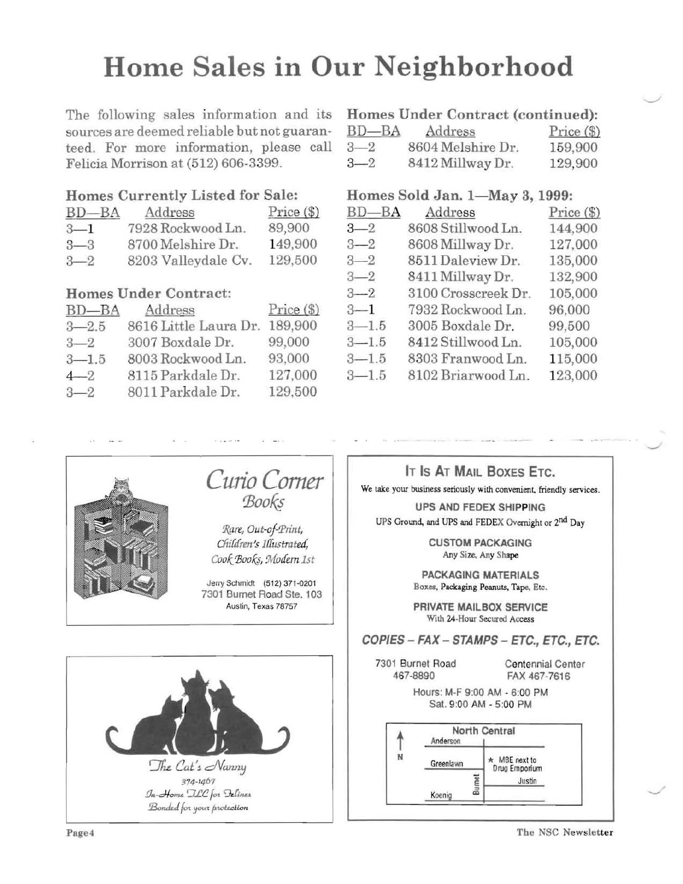# Home Sales in Our Neighborhood

The following sales information and its sources are deemed reliable but not guaranteed. For more information, please call Felicia Morrison at (512) 606-3399.

## Homes Currently Listed for Sale:

| BD—BA | Address | Price ($) |
|---|---|---|
| 3—1 | 7928 Rockwood Ln. | 89,900 |
| 3—3 | 8700 Melshire Dr. | 149,900 |
| 3—2 | 8203 Valleydale Cv. | 129,500 |

## Homes Under Contract:

| BD—BA | Address | Price ($) |
|---|---|---|
| 3—2.5 | 8616 Little Laura Dr. | 189,900 |
| 3—2 | 3007 Boxdale Dr. | 99,000 |
| 3—1.5 | 8003 Rockwood Ln. | 93,000 |
| 4—2 | 8115 Parkdale Dr. | 127,000 |
| 3—2 | 8011 Parkdale Dr. | 129,500 |

## Homes Under Contract (continued):

| BD—BA | Address | Price ($) |
|---|---|---|
| 3—2 | 8604 Melshire Dr. | 159,900 |
| 3—2 | 8412 Millway Dr. | 129,900 |

## Homes Sold Jan. 1—May 3, 1999:

| BD—BA | Address | Price ($) |
|---|---|---|
| 3—2 | 8608 Stillwood Ln. | 144,900 |
| 3—2 | 8608 Millway Dr. | 127,000 |
| 3—2 | 8511 Daleview Dr. | 135,000 |
| 3—2 | 8411 Millway Dr. | 132,900 |
| 3—2 | 3100 Crosscreek Dr. | 105,000 |
| 3—1 | 7932 Rockwood Ln. | 96,000 |
| 3—1.5 | 3005 Boxdale Dr. | 99,500 |
| 3—1.5 | 8412 Stillwood Ln. | 105,000 |
| 3—1.5 | 8303 Franwood Ln. | 115,000 |
| 3—1.5 | 8102 Briarwood Ln. | 123,000 |

---

## *Curio Corner*

*Books*

*Rare, Out-of-Print, Children's Illustrated, Cook Books, Modern 1st*

Jerry Schmidt (512) 371-0201
7301 Burnet Road Ste. 103
Austin, Texas 78757

---

*The Cat's Nanny*

374-1467

*In-Home TLC for Felines*

*Bonded for your protection*

---

## IT IS AT MAIL BOXES ETC.

We take your business seriously with convenient, friendly services.

**UPS AND FEDEX SHIPPING**
UPS Ground, and UPS and FEDEX Overnight or 2nd Day

**CUSTOM PACKAGING**
Any Size, Any Shape

**PACKAGING MATERIALS**
Boxes, Packaging Peanuts, Tape, Etc.

**PRIVATE MAILBOX SERVICE**
With 24-Hour Secured Access

***COPIES – FAX – STAMPS – ETC., ETC., ETC.***

7301 Burnet Road
467-8890

Centennial Center
FAX 467-7616

Hours: M-F 9:00 AM - 6:00 PM
Sat. 9:00 AM - 5:00 PM

North Central — Anderson, Greenlawn, Koenig, Burnet, Justin — N — ★ MBE next to Drug Emporium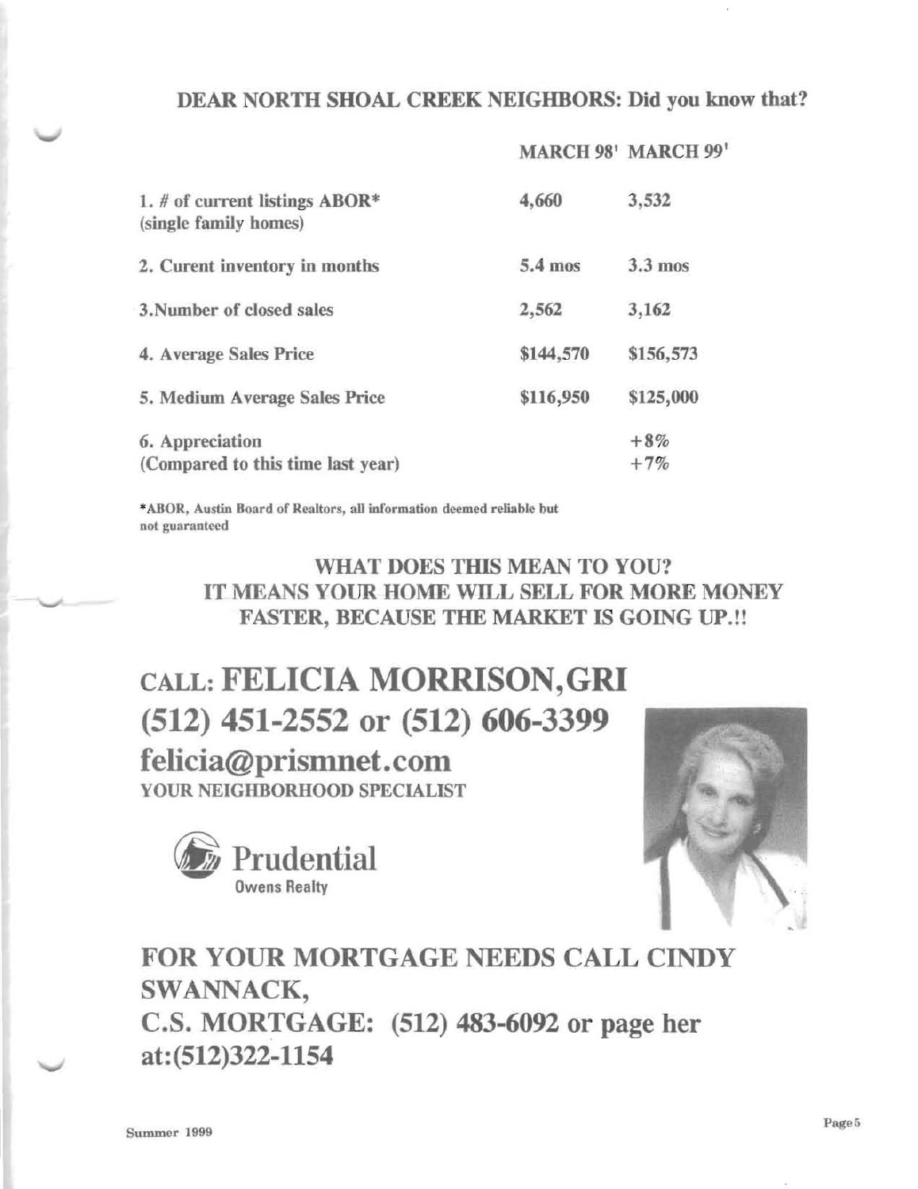**DEAR NORTH SHOAL CREEK NEIGHBORS: Did you know that?**

| | MARCH 98' | MARCH 99' |
|---|---|---|
| 1. # of current listings ABOR* (single family homes) | 4,660 | 3,532 |
| 2. Curent inventory in months | 5.4 mos | 3.3 mos |
| 3.Number of closed sales | 2,562 | 3,162 |
| 4. Average Sales Price | $144,570 | $156,573 |
| 5. Medium Average Sales Price | $116,950 | $125,000 |
| 6. Appreciation (Compared to this time last year) | | +8% +7% |

*ABOR, Austin Board of Realtors, all information deemed reliable but not guaranteed

**WHAT DOES THIS MEAN TO YOU?**
**IT MEANS YOUR HOME WILL SELL FOR MORE MONEY FASTER, BECAUSE THE MARKET IS GOING UP.!!**

# CALL: FELICIA MORRISON, GRI

## (512) 451-2552 or (512) 606-3399

## felicia@prismnet.com

**YOUR NEIGHBORHOOD SPECIALIST**

Prudential
Owens Realty

## FOR YOUR MORTGAGE NEEDS CALL CINDY SWANNACK, C.S. MORTGAGE: (512) 483-6092 or page her at:(512)322-1154

Summer 1999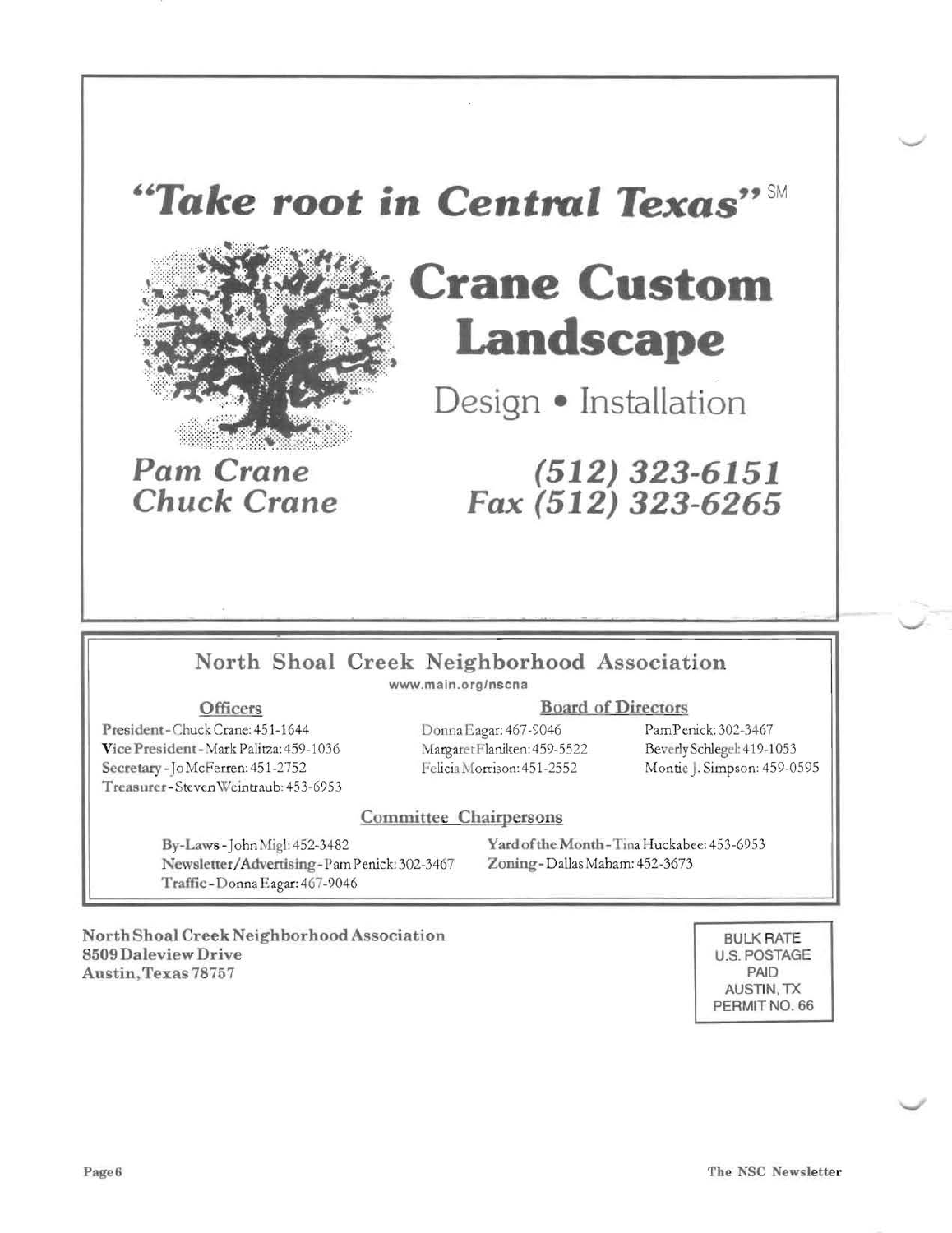## "Take root in Central Texas"℠

# Crane Custom Landscape

Design • Installation

*Pam Crane*
*Chuck Crane*

*(512) 323-6151*
*Fax (512) 323-6265*

## North Shoal Creek Neighborhood Association

www.main.org/nscna

**Officers**

**President** - Chuck Crane: 451-1644
**Vice President** - Mark Palitza: 459-1036
**Secretary** - Jo McFerren: 451-2752
**Treasurer** - Steven Weintraub: 453-6953

**Board of Directors**

Donna Eagar: 467-9046
Margaret Flaniken: 459-5522
Felicia Morrison: 451-2552
Pam Penick: 302-3467
Beverly Schlegel: 419-1053
Montie J. Simpson: 459-0595

**Committee Chairpersons**

**By-Laws** - John Migl: 452-3482
**Newsletter/Advertising** - Pam Penick: 302-3467
**Traffic** - Donna Eagar: 467-9046
**Yard of the Month** - Tina Huckabee: 453-6953
**Zoning** - Dallas Maham: 452-3673

**North Shoal Creek Neighborhood Association**
**8509 Daleview Drive**
**Austin, Texas 78757**

BULK RATE
U.S. POSTAGE
PAID
AUSTIN, TX
PERMIT NO. 66